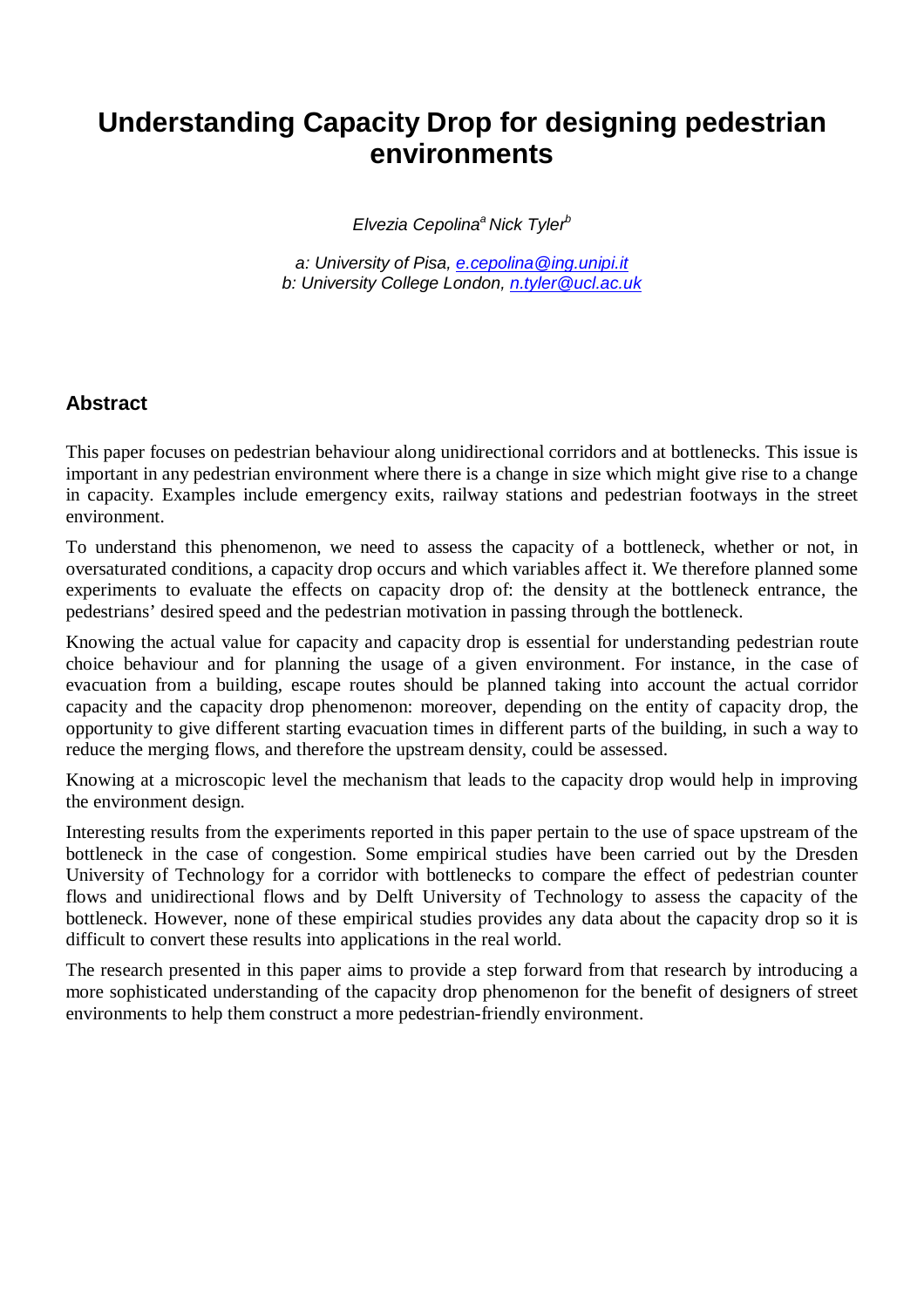# Understanding Capacity Drop for designing pedestrian environments

*Elvezia Cepolina[a] Nick Tyler[b]*

*a: University of Pisa, e.cepolina@ing.unipi.it*
*b: University College London, n.tyler@ucl.ac.uk*

## Abstract

This paper focuses on pedestrian behaviour along unidirectional corridors and at bottlenecks. This issue is important in any pedestrian environment where there is a change in size which might give rise to a change in capacity. Examples include emergency exits, railway stations and pedestrian footways in the street environment.

To understand this phenomenon, we need to assess the capacity of a bottleneck, whether or not, in oversaturated conditions, a capacity drop occurs and which variables affect it. We therefore planned some experiments to evaluate the effects on capacity drop of: the density at the bottleneck entrance, the pedestrians' desired speed and the pedestrian motivation in passing through the bottleneck.

Knowing the actual value for capacity and capacity drop is essential for understanding pedestrian route choice behaviour and for planning the usage of a given environment. For instance, in the case of evacuation from a building, escape routes should be planned taking into account the actual corridor capacity and the capacity drop phenomenon: moreover, depending on the entity of capacity drop, the opportunity to give different starting evacuation times in different parts of the building, in such a way to reduce the merging flows, and therefore the upstream density, could be assessed.

Knowing at a microscopic level the mechanism that leads to the capacity drop would help in improving the environment design.

Interesting results from the experiments reported in this paper pertain to the use of space upstream of the bottleneck in the case of congestion. Some empirical studies have been carried out by the Dresden University of Technology for a corridor with bottlenecks to compare the effect of pedestrian counter flows and unidirectional flows and by Delft University of Technology to assess the capacity of the bottleneck. However, none of these empirical studies provides any data about the capacity drop so it is difficult to convert these results into applications in the real world.

The research presented in this paper aims to provide a step forward from that research by introducing a more sophisticated understanding of the capacity drop phenomenon for the benefit of designers of street environments to help them construct a more pedestrian-friendly environment.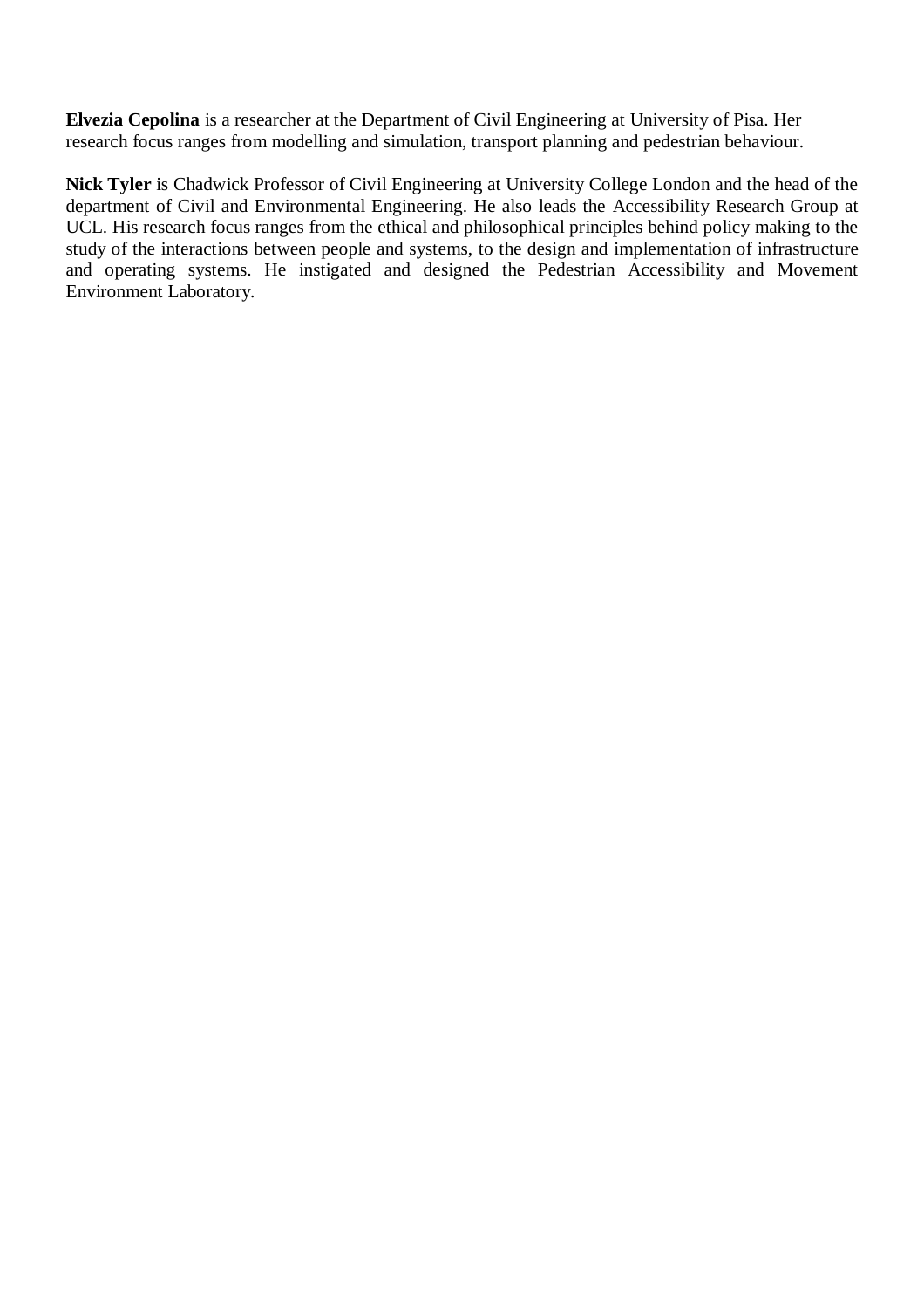**Elvezia Cepolina** is a researcher at the Department of Civil Engineering at University of Pisa. Her research focus ranges from modelling and simulation, transport planning and pedestrian behaviour.

**Nick Tyler** is Chadwick Professor of Civil Engineering at University College London and the head of the department of Civil and Environmental Engineering. He also leads the Accessibility Research Group at UCL. His research focus ranges from the ethical and philosophical principles behind policy making to the study of the interactions between people and systems, to the design and implementation of infrastructure and operating systems. He instigated and designed the Pedestrian Accessibility and Movement Environment Laboratory.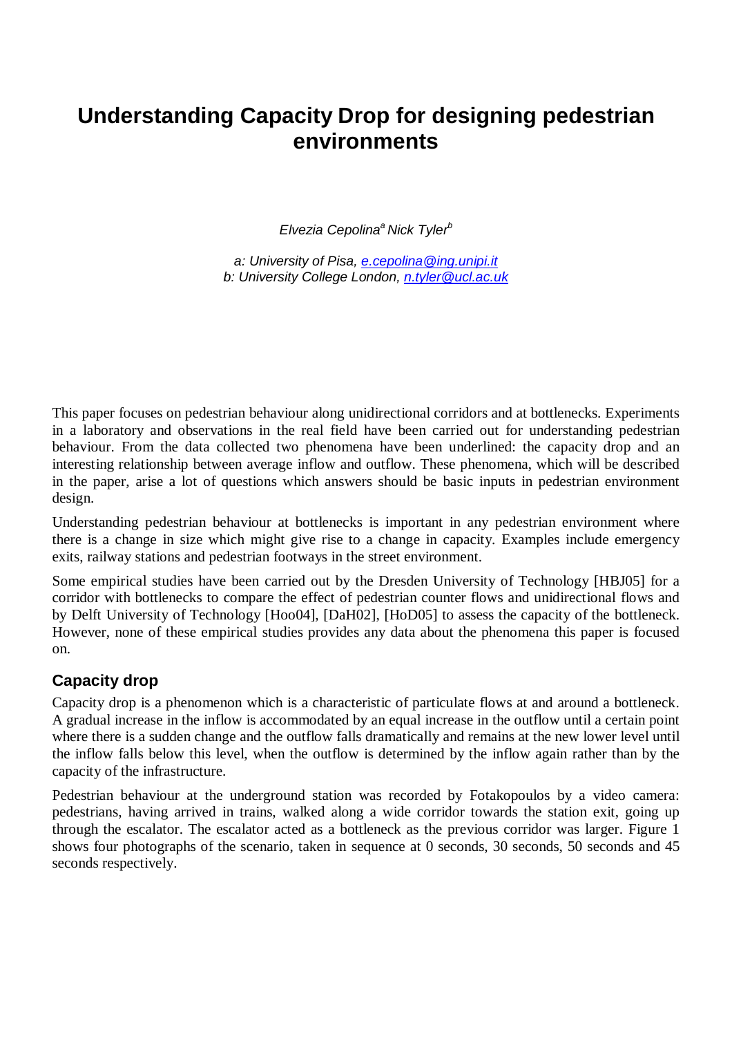# Understanding Capacity Drop for designing pedestrian environments

*Elvezia Cepolina[a] Nick Tyler[b]*

*a: University of Pisa, e.cepolina@ing.unipi.it*
*b: University College London, n.tyler@ucl.ac.uk*

This paper focuses on pedestrian behaviour along unidirectional corridors and at bottlenecks. Experiments in a laboratory and observations in the real field have been carried out for understanding pedestrian behaviour. From the data collected two phenomena have been underlined: the capacity drop and an interesting relationship between average inflow and outflow. These phenomena, which will be described in the paper, arise a lot of questions which answers should be basic inputs in pedestrian environment design.

Understanding pedestrian behaviour at bottlenecks is important in any pedestrian environment where there is a change in size which might give rise to a change in capacity. Examples include emergency exits, railway stations and pedestrian footways in the street environment.

Some empirical studies have been carried out by the Dresden University of Technology [HBJ05] for a corridor with bottlenecks to compare the effect of pedestrian counter flows and unidirectional flows and by Delft University of Technology [Hoo04], [DaH02], [HoD05] to assess the capacity of the bottleneck. However, none of these empirical studies provides any data about the phenomena this paper is focused on.

## Capacity drop

Capacity drop is a phenomenon which is a characteristic of particulate flows at and around a bottleneck. A gradual increase in the inflow is accommodated by an equal increase in the outflow until a certain point where there is a sudden change and the outflow falls dramatically and remains at the new lower level until the inflow falls below this level, when the outflow is determined by the inflow again rather than by the capacity of the infrastructure.

Pedestrian behaviour at the underground station was recorded by Fotakopoulos by a video camera: pedestrians, having arrived in trains, walked along a wide corridor towards the station exit, going up through the escalator. The escalator acted as a bottleneck as the previous corridor was larger. Figure 1 shows four photographs of the scenario, taken in sequence at 0 seconds, 30 seconds, 50 seconds and 45 seconds respectively.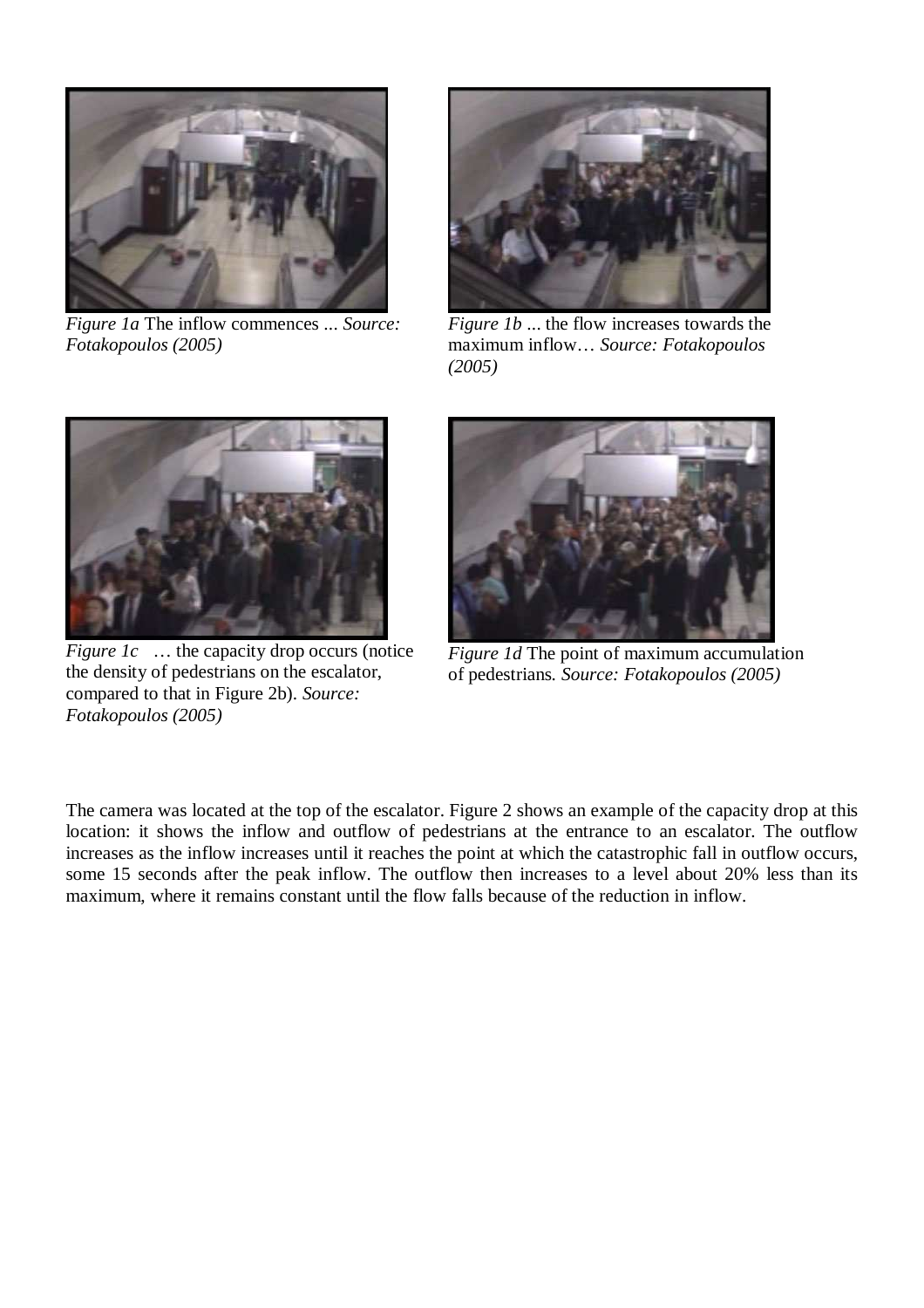*Figure 1a* The inflow commences ... *Source: Fotakopoulos (2005)*

*Figure 1b* ... the flow increases towards the maximum inflow… *Source: Fotakopoulos (2005)*

*Figure 1c* … the capacity drop occurs (notice the density of pedestrians on the escalator, compared to that in Figure 2b). *Source: Fotakopoulos (2005)*

*Figure 1d* The point of maximum accumulation of pedestrians*. Source: Fotakopoulos (2005)*

The camera was located at the top of the escalator. Figure 2 shows an example of the capacity drop at this location: it shows the inflow and outflow of pedestrians at the entrance to an escalator. The outflow increases as the inflow increases until it reaches the point at which the catastrophic fall in outflow occurs, some 15 seconds after the peak inflow. The outflow then increases to a level about 20% less than its maximum, where it remains constant until the flow falls because of the reduction in inflow.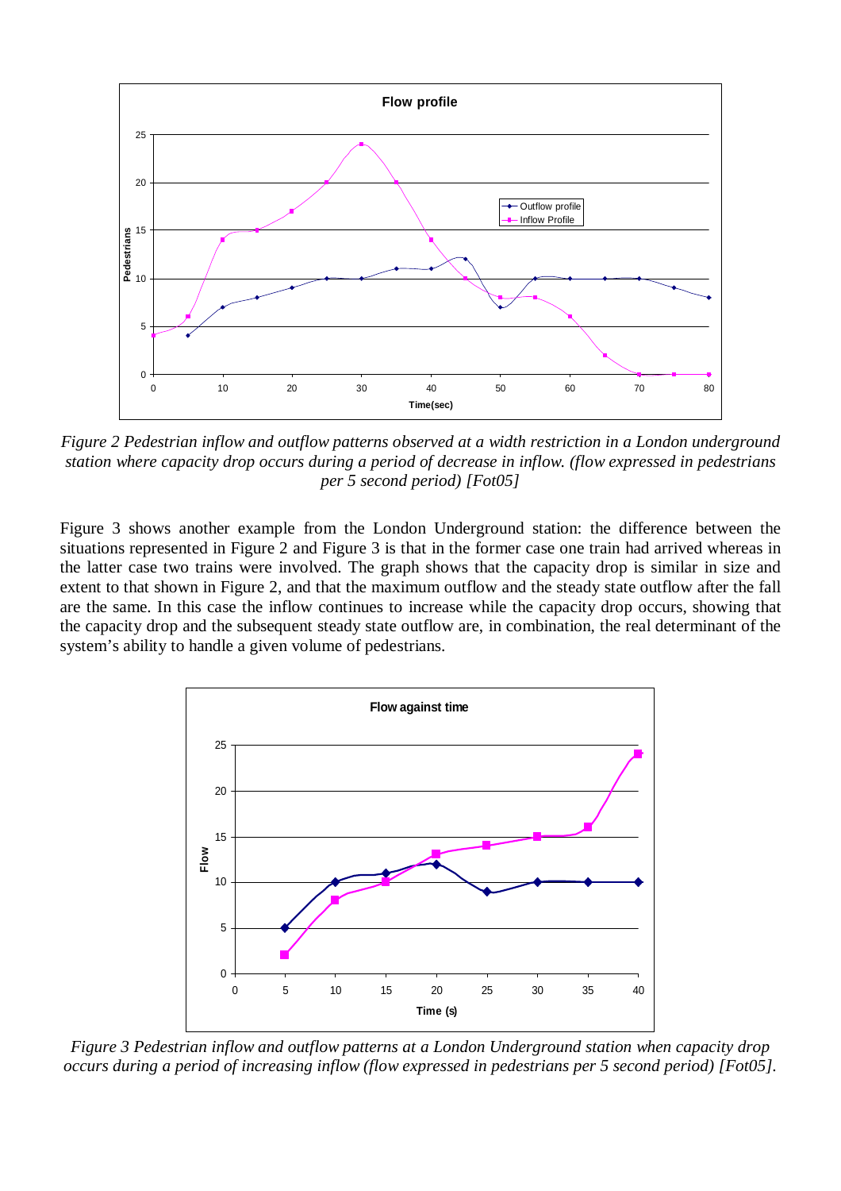*Figure 2 Pedestrian inflow and outflow patterns observed at a width restriction in a London underground station where capacity drop occurs during a period of decrease in inflow. (flow expressed in pedestrians per 5 second period) [Fot05]*

Figure 3 shows another example from the London Underground station: the difference between the situations represented in Figure 2 and Figure 3 is that in the former case one train had arrived whereas in the latter case two trains were involved. The graph shows that the capacity drop is similar in size and extent to that shown in Figure 2, and that the maximum outflow and the steady state outflow after the fall are the same. In this case the inflow continues to increase while the capacity drop occurs, showing that the capacity drop and the subsequent steady state outflow are, in combination, the real determinant of the system's ability to handle a given volume of pedestrians.

*Figure 3 Pedestrian inflow and outflow patterns at a London Underground station when capacity drop occurs during a period of increasing inflow (flow expressed in pedestrians per 5 second period) [Fot05].*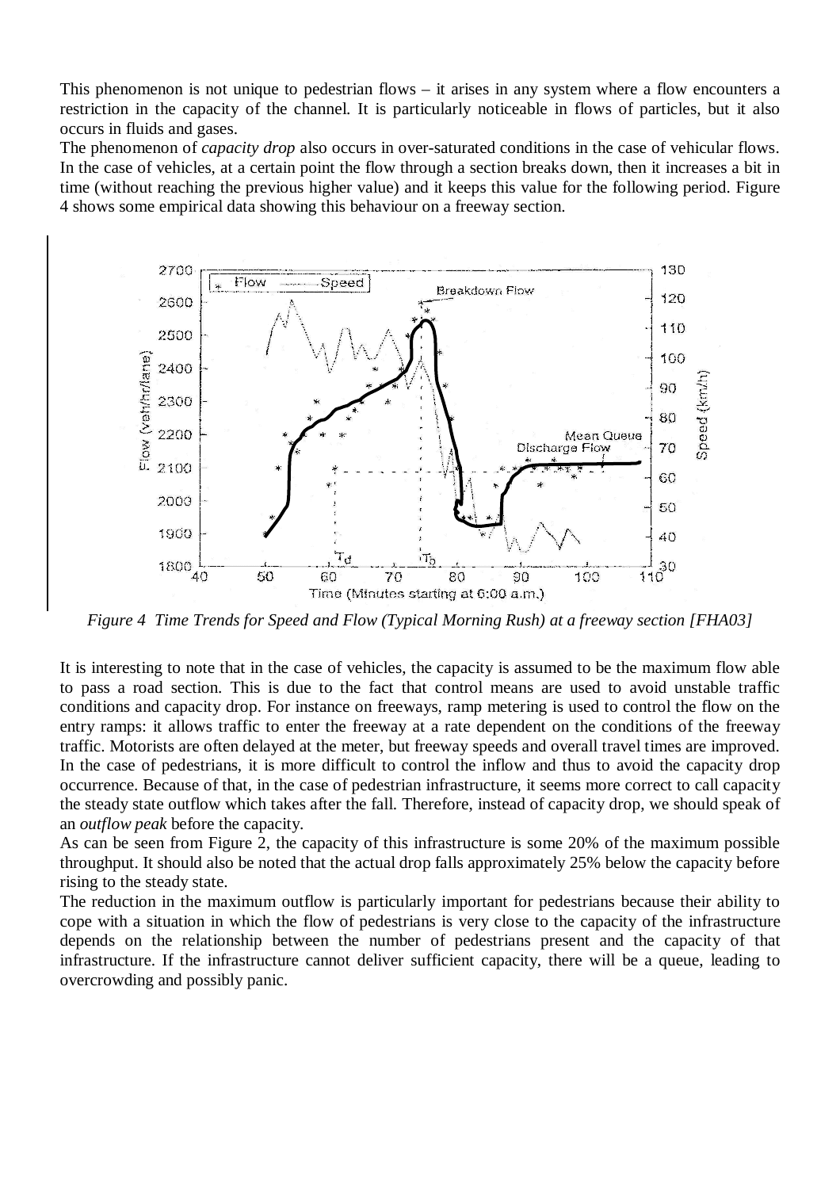This phenomenon is not unique to pedestrian flows – it arises in any system where a flow encounters a restriction in the capacity of the channel. It is particularly noticeable in flows of particles, but it also occurs in fluids and gases.

The phenomenon of *capacity drop* also occurs in over-saturated conditions in the case of vehicular flows. In the case of vehicles, at a certain point the flow through a section breaks down, then it increases a bit in time (without reaching the previous higher value) and it keeps this value for the following period. Figure 4 shows some empirical data showing this behaviour on a freeway section.

*Figure 4 Time Trends for Speed and Flow (Typical Morning Rush) at a freeway section [FHA03]*

It is interesting to note that in the case of vehicles, the capacity is assumed to be the maximum flow able to pass a road section. This is due to the fact that control means are used to avoid unstable traffic conditions and capacity drop. For instance on freeways, ramp metering is used to control the flow on the entry ramps: it allows traffic to enter the freeway at a rate dependent on the conditions of the freeway traffic. Motorists are often delayed at the meter, but freeway speeds and overall travel times are improved. In the case of pedestrians, it is more difficult to control the inflow and thus to avoid the capacity drop occurrence. Because of that, in the case of pedestrian infrastructure, it seems more correct to call capacity the steady state outflow which takes after the fall. Therefore, instead of capacity drop, we should speak of an *outflow peak* before the capacity.

As can be seen from Figure 2, the capacity of this infrastructure is some 20% of the maximum possible throughput. It should also be noted that the actual drop falls approximately 25% below the capacity before rising to the steady state.

The reduction in the maximum outflow is particularly important for pedestrians because their ability to cope with a situation in which the flow of pedestrians is very close to the capacity of the infrastructure depends on the relationship between the number of pedestrians present and the capacity of that infrastructure. If the infrastructure cannot deliver sufficient capacity, there will be a queue, leading to overcrowding and possibly panic.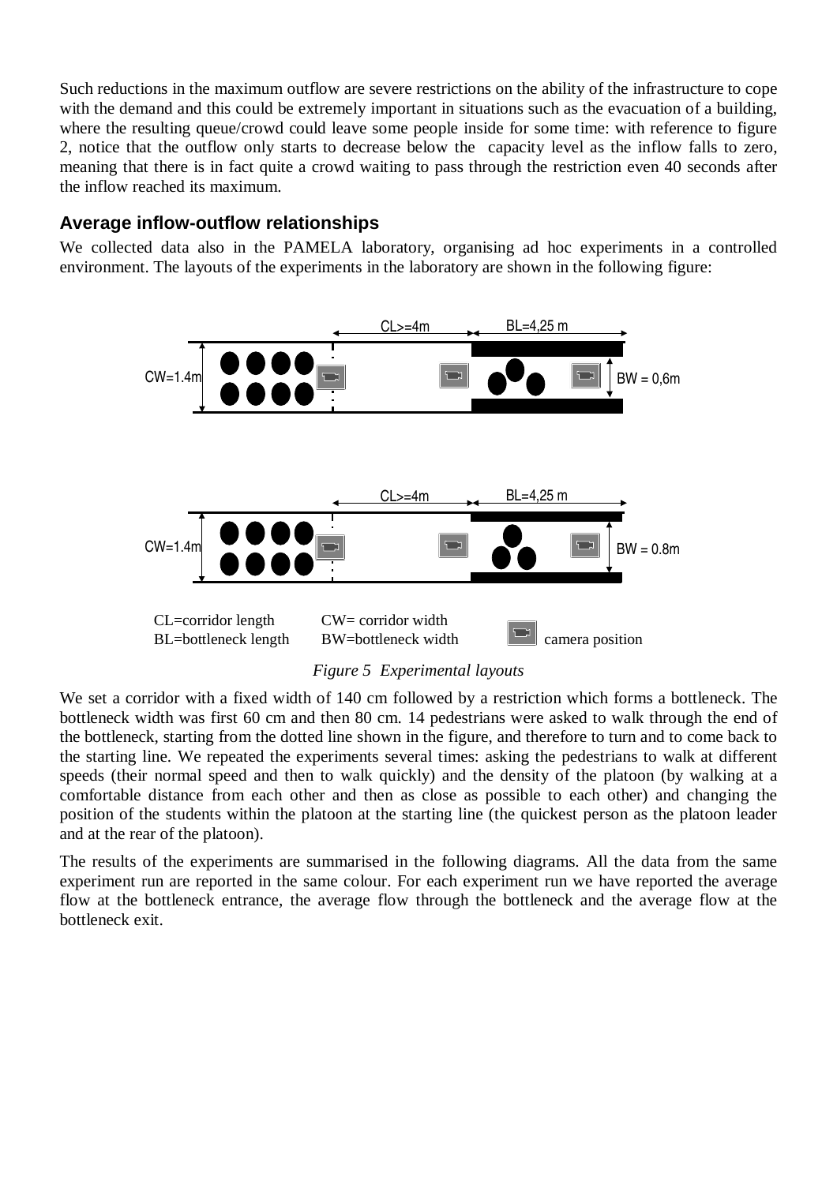Such reductions in the maximum outflow are severe restrictions on the ability of the infrastructure to cope with the demand and this could be extremely important in situations such as the evacuation of a building, where the resulting queue/crowd could leave some people inside for some time: with reference to figure 2, notice that the outflow only starts to decrease below the capacity level as the inflow falls to zero, meaning that there is in fact quite a crowd waiting to pass through the restriction even 40 seconds after the inflow reached its maximum.

## Average inflow-outflow relationships

We collected data also in the PAMELA laboratory, organising ad hoc experiments in a controlled environment. The layouts of the experiments in the laboratory are shown in the following figure:

CL>=4m BL=4,25 m CW=1.4m BW = 0,6m

CL>=4m BL=4,25 m CW=1.4m BW = 0.8m

CL=corridor length CW= corridor width
BL=bottleneck length BW=bottleneck width camera position

*Figure 5 Experimental layouts*

We set a corridor with a fixed width of 140 cm followed by a restriction which forms a bottleneck. The bottleneck width was first 60 cm and then 80 cm. 14 pedestrians were asked to walk through the end of the bottleneck, starting from the dotted line shown in the figure, and therefore to turn and to come back to the starting line. We repeated the experiments several times: asking the pedestrians to walk at different speeds (their normal speed and then to walk quickly) and the density of the platoon (by walking at a comfortable distance from each other and then as close as possible to each other) and changing the position of the students within the platoon at the starting line (the quickest person as the platoon leader and at the rear of the platoon).

The results of the experiments are summarised in the following diagrams. All the data from the same experiment run are reported in the same colour. For each experiment run we have reported the average flow at the bottleneck entrance, the average flow through the bottleneck and the average flow at the bottleneck exit.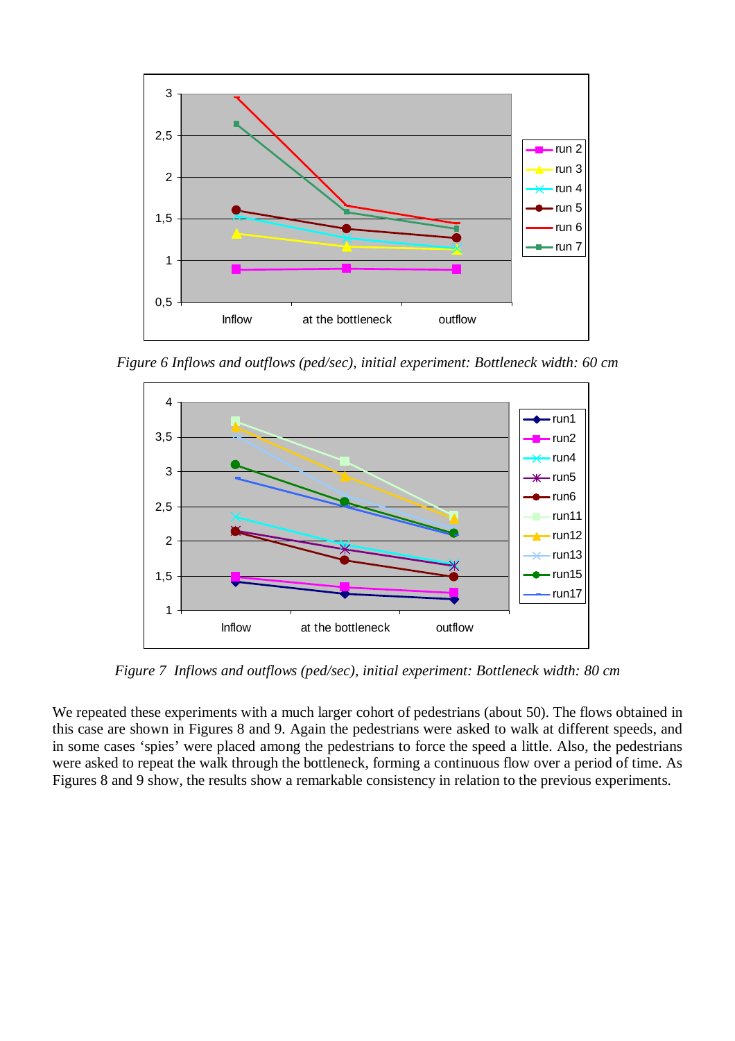*Figure 6 Inflows and outflows (ped/sec), initial experiment: Bottleneck width: 60 cm*

*Figure 7 Inflows and outflows (ped/sec), initial experiment: Bottleneck width: 80 cm*

We repeated these experiments with a much larger cohort of pedestrians (about 50). The flows obtained in this case are shown in Figures 8 and 9. Again the pedestrians were asked to walk at different speeds, and in some cases 'spies' were placed among the pedestrians to force the speed a little. Also, the pedestrians were asked to repeat the walk through the bottleneck, forming a continuous flow over a period of time. As Figures 8 and 9 show, the results show a remarkable consistency in relation to the previous experiments.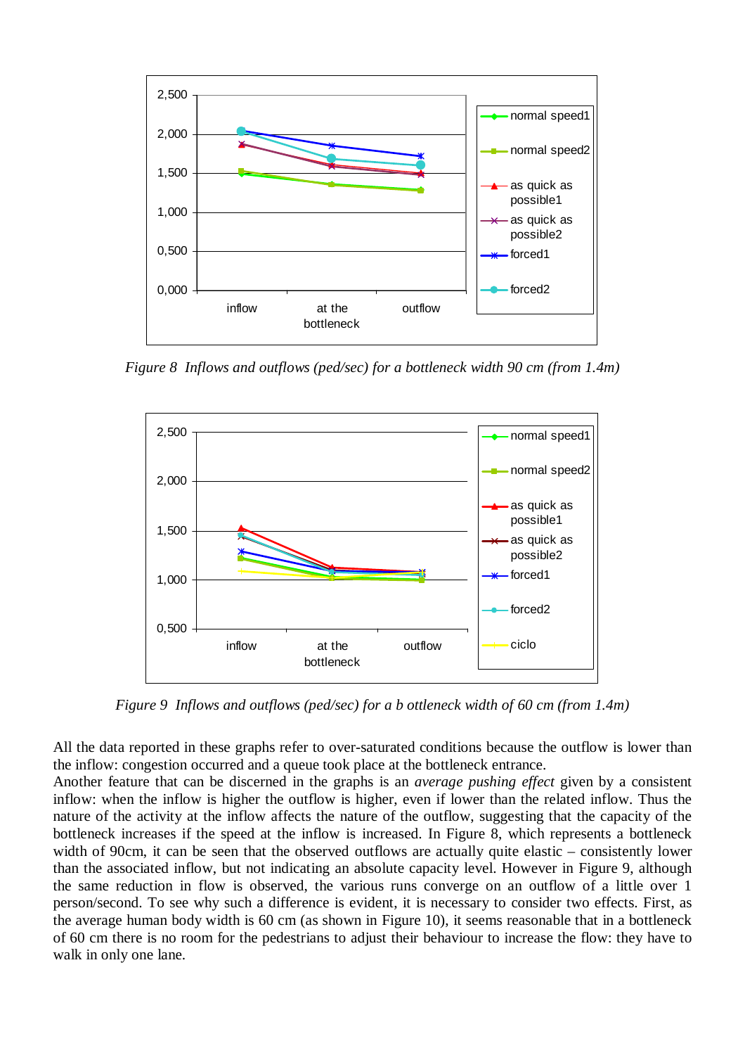*Figure 8  Inflows and outflows (ped/sec) for a bottleneck width 90 cm (from 1.4m)*

*Figure 9  Inflows and outflows (ped/sec) for a b ottleneck width of 60 cm (from 1.4m)*

All the data reported in these graphs refer to over-saturated conditions because the outflow is lower than the inflow: congestion occurred and a queue took place at the bottleneck entrance.
Another feature that can be discerned in the graphs is an *average pushing effect* given by a consistent inflow: when the inflow is higher the outflow is higher, even if lower than the related inflow. Thus the nature of the activity at the inflow affects the nature of the outflow, suggesting that the capacity of the bottleneck increases if the speed at the inflow is increased. In Figure 8, which represents a bottleneck width of 90cm, it can be seen that the observed outflows are actually quite elastic – consistently lower than the associated inflow, but not indicating an absolute capacity level. However in Figure 9, although the same reduction in flow is observed, the various runs converge on an outflow of a little over 1 person/second. To see why such a difference is evident, it is necessary to consider two effects. First, as the average human body width is 60 cm (as shown in Figure 10), it seems reasonable that in a bottleneck of 60 cm there is no room for the pedestrians to adjust their behaviour to increase the flow: they have to walk in only one lane.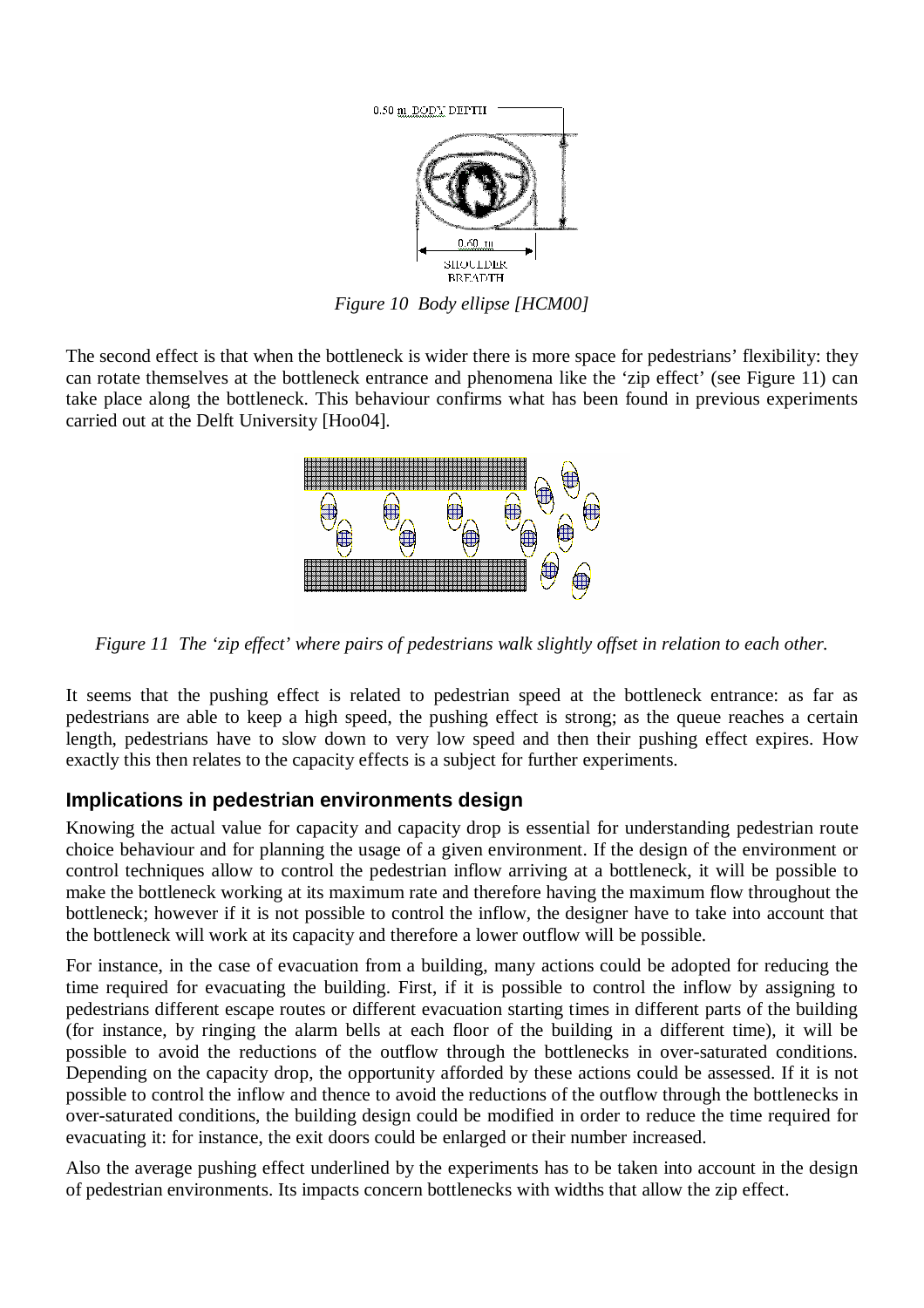Figure 10  Body ellipse [HCM00]

The second effect is that when the bottleneck is wider there is more space for pedestrians' flexibility: they can rotate themselves at the bottleneck entrance and phenomena like the 'zip effect' (see Figure 11) can take place along the bottleneck. This behaviour confirms what has been found in previous experiments carried out at the Delft University [Hoo04].

*Figure 11  The 'zip effect' where pairs of pedestrians walk slightly offset in relation to each other.*

It seems that the pushing effect is related to pedestrian speed at the bottleneck entrance: as far as pedestrians are able to keep a high speed, the pushing effect is strong; as the queue reaches a certain length, pedestrians have to slow down to very low speed and then their pushing effect expires. How exactly this then relates to the capacity effects is a subject for further experiments.

## Implications in pedestrian environments design

Knowing the actual value for capacity and capacity drop is essential for understanding pedestrian route choice behaviour and for planning the usage of a given environment. If the design of the environment or control techniques allow to control the pedestrian inflow arriving at a bottleneck, it will be possible to make the bottleneck working at its maximum rate and therefore having the maximum flow throughout the bottleneck; however if it is not possible to control the inflow, the designer have to take into account that the bottleneck will work at its capacity and therefore a lower outflow will be possible.

For instance, in the case of evacuation from a building, many actions could be adopted for reducing the time required for evacuating the building. First, if it is possible to control the inflow by assigning to pedestrians different escape routes or different evacuation starting times in different parts of the building (for instance, by ringing the alarm bells at each floor of the building in a different time), it will be possible to avoid the reductions of the outflow through the bottlenecks in over-saturated conditions. Depending on the capacity drop, the opportunity afforded by these actions could be assessed. If it is not possible to control the inflow and thence to avoid the reductions of the outflow through the bottlenecks in over-saturated conditions, the building design could be modified in order to reduce the time required for evacuating it: for instance, the exit doors could be enlarged or their number increased.

Also the average pushing effect underlined by the experiments has to be taken into account in the design of pedestrian environments. Its impacts concern bottlenecks with widths that allow the zip effect.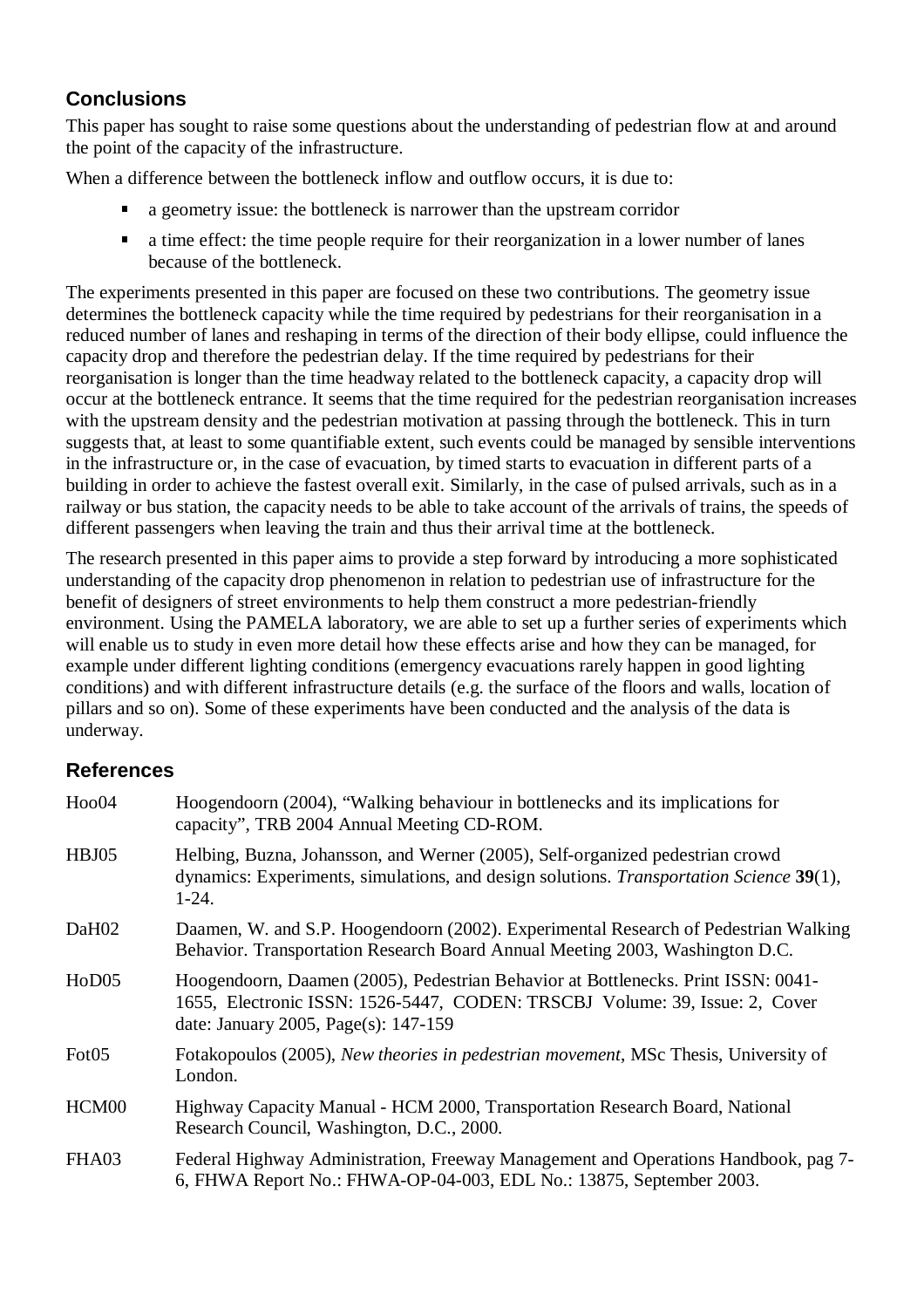## Conclusions

This paper has sought to raise some questions about the understanding of pedestrian flow at and around the point of the capacity of the infrastructure.

When a difference between the bottleneck inflow and outflow occurs, it is due to:

- a geometry issue: the bottleneck is narrower than the upstream corridor
- a time effect: the time people require for their reorganization in a lower number of lanes because of the bottleneck.

The experiments presented in this paper are focused on these two contributions. The geometry issue determines the bottleneck capacity while the time required by pedestrians for their reorganisation in a reduced number of lanes and reshaping in terms of the direction of their body ellipse, could influence the capacity drop and therefore the pedestrian delay. If the time required by pedestrians for their reorganisation is longer than the time headway related to the bottleneck capacity, a capacity drop will occur at the bottleneck entrance. It seems that the time required for the pedestrian reorganisation increases with the upstream density and the pedestrian motivation at passing through the bottleneck. This in turn suggests that, at least to some quantifiable extent, such events could be managed by sensible interventions in the infrastructure or, in the case of evacuation, by timed starts to evacuation in different parts of a building in order to achieve the fastest overall exit. Similarly, in the case of pulsed arrivals, such as in a railway or bus station, the capacity needs to be able to take account of the arrivals of trains, the speeds of different passengers when leaving the train and thus their arrival time at the bottleneck.

The research presented in this paper aims to provide a step forward by introducing a more sophisticated understanding of the capacity drop phenomenon in relation to pedestrian use of infrastructure for the benefit of designers of street environments to help them construct a more pedestrian-friendly environment. Using the PAMELA laboratory, we are able to set up a further series of experiments which will enable us to study in even more detail how these effects arise and how they can be managed, for example under different lighting conditions (emergency evacuations rarely happen in good lighting conditions) and with different infrastructure details (e.g. the surface of the floors and walls, location of pillars and so on). Some of these experiments have been conducted and the analysis of the data is underway.

## References

| | |
|---|---|
| Hoo04 | Hoogendoorn (2004), "Walking behaviour in bottlenecks and its implications for capacity", TRB 2004 Annual Meeting CD-ROM. |
| HBJ05 | Helbing, Buzna, Johansson, and Werner (2005), Self-organized pedestrian crowd dynamics: Experiments, simulations, and design solutions. *Transportation Science* **39**(1), 1-24. |
| DaH02 | Daamen, W. and S.P. Hoogendoorn (2002). Experimental Research of Pedestrian Walking Behavior. Transportation Research Board Annual Meeting 2003, Washington D.C. |
| HoD05 | Hoogendoorn, Daamen (2005), Pedestrian Behavior at Bottlenecks. Print ISSN: 0041-1655, Electronic ISSN: 1526-5447, CODEN: TRSCBJ Volume: 39, Issue: 2, Cover date: January 2005, Page(s): 147-159 |
| Fot05 | Fotakopoulos (2005), *New theories in pedestrian movement*, MSc Thesis, University of London. |
| HCM00 | Highway Capacity Manual - HCM 2000, Transportation Research Board, National Research Council, Washington, D.C., 2000. |
| FHA03 | Federal Highway Administration, Freeway Management and Operations Handbook, pag 7-6, FHWA Report No.: FHWA-OP-04-003, EDL No.: 13875, September 2003. |